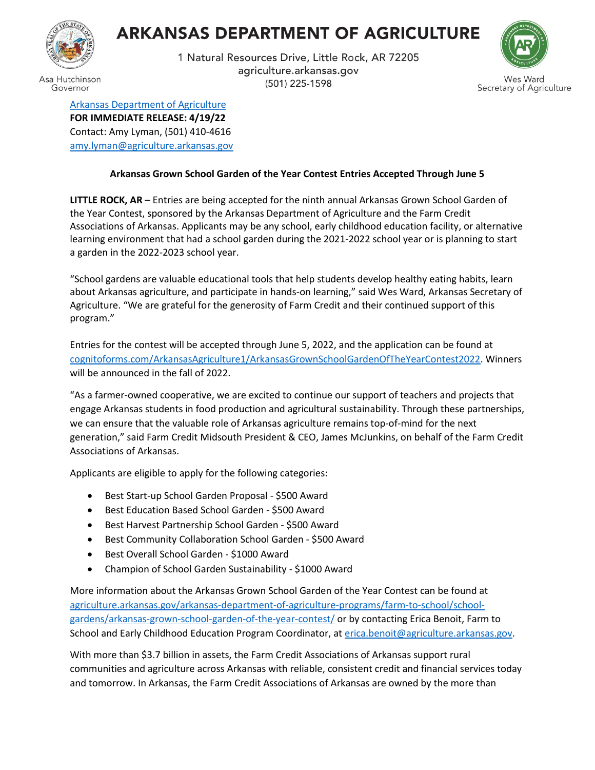# ARKANSAS DEPARTMENT OF AGRICULTURE

1 Natural Resources Drive, Little Rock, AR 72205
agriculture.arkansas.gov
(501) 225-1598

Asa Hutchinson
Governor

Wes Ward
Secretary of Agriculture

[Arkansas Department of Agriculture](https://agriculture.arkansas.gov)
**FOR IMMEDIATE RELEASE: 4/19/22**
Contact: Amy Lyman, (501) 410-4616
[amy.lyman@agriculture.arkansas.gov](mailto:amy.lyman@agriculture.arkansas.gov)

**Arkansas Grown School Garden of the Year Contest Entries Accepted Through June 5**

**LITTLE ROCK, AR** – Entries are being accepted for the ninth annual Arkansas Grown School Garden of the Year Contest, sponsored by the Arkansas Department of Agriculture and the Farm Credit Associations of Arkansas. Applicants may be any school, early childhood education facility, or alternative learning environment that had a school garden during the 2021-2022 school year or is planning to start a garden in the 2022-2023 school year.

"School gardens are valuable educational tools that help students develop healthy eating habits, learn about Arkansas agriculture, and participate in hands-on learning," said Wes Ward, Arkansas Secretary of Agriculture. "We are grateful for the generosity of Farm Credit and their continued support of this program."

Entries for the contest will be accepted through June 5, 2022, and the application can be found at [cognitoforms.com/ArkansasAgriculture1/ArkansasGrownSchoolGardenOfTheYearContest2022](https://cognitoforms.com/ArkansasAgriculture1/ArkansasGrownSchoolGardenOfTheYearContest2022). Winners will be announced in the fall of 2022.

"As a farmer-owned cooperative, we are excited to continue our support of teachers and projects that engage Arkansas students in food production and agricultural sustainability. Through these partnerships, we can ensure that the valuable role of Arkansas agriculture remains top-of-mind for the next generation," said Farm Credit Midsouth President & CEO, James McJunkins, on behalf of the Farm Credit Associations of Arkansas.

Applicants are eligible to apply for the following categories:

- Best Start-up School Garden Proposal - $500 Award
- Best Education Based School Garden - $500 Award
- Best Harvest Partnership School Garden - $500 Award
- Best Community Collaboration School Garden - $500 Award
- Best Overall School Garden - $1000 Award
- Champion of School Garden Sustainability - $1000 Award

More information about the Arkansas Grown School Garden of the Year Contest can be found at [agriculture.arkansas.gov/arkansas-department-of-agriculture-programs/farm-to-school/school-gardens/arkansas-grown-school-garden-of-the-year-contest/](https://agriculture.arkansas.gov/arkansas-department-of-agriculture-programs/farm-to-school/school-gardens/arkansas-grown-school-garden-of-the-year-contest/) or by contacting Erica Benoit, Farm to School and Early Childhood Education Program Coordinator, at [erica.benoit@agriculture.arkansas.gov](mailto:erica.benoit@agriculture.arkansas.gov).

With more than $3.7 billion in assets, the Farm Credit Associations of Arkansas support rural communities and agriculture across Arkansas with reliable, consistent credit and financial services today and tomorrow. In Arkansas, the Farm Credit Associations of Arkansas are owned by the more than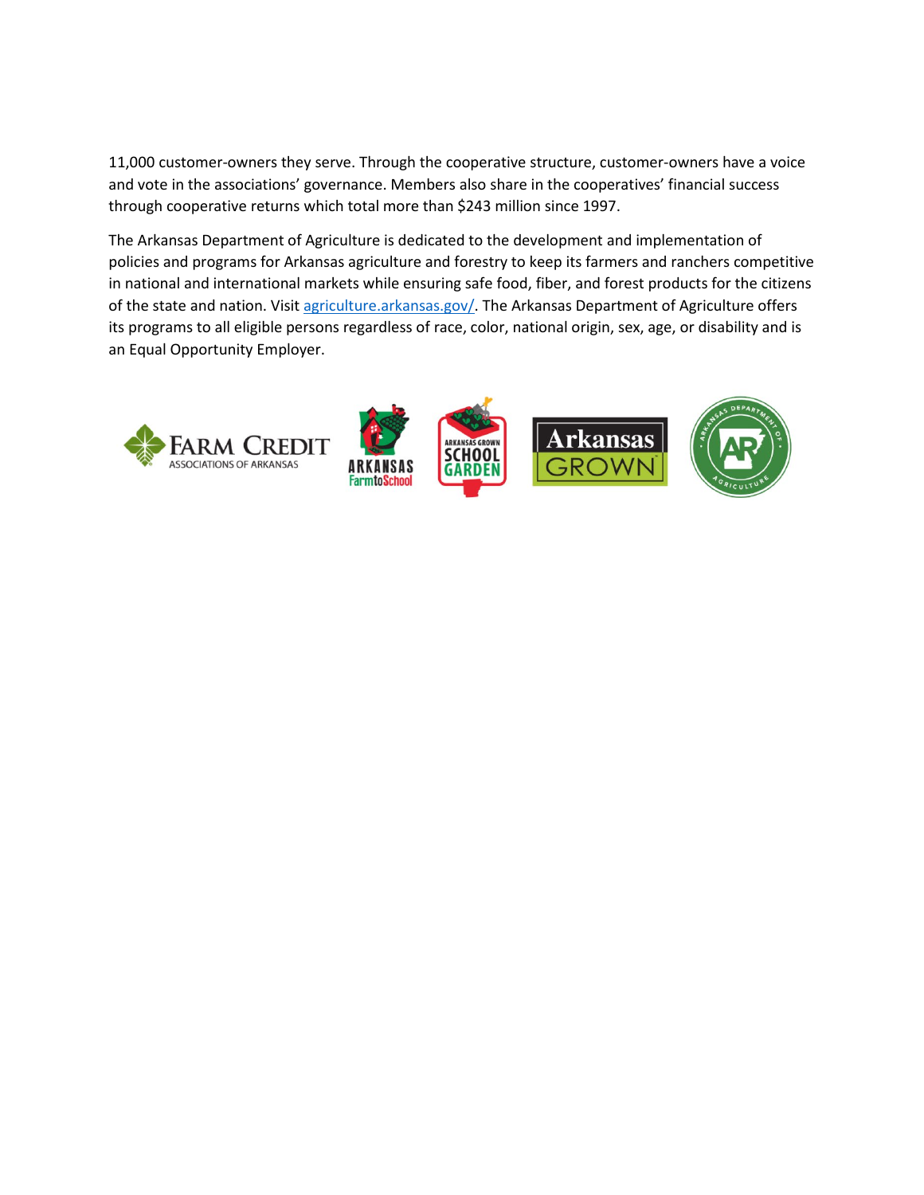11,000 customer-owners they serve. Through the cooperative structure, customer-owners have a voice and vote in the associations' governance. Members also share in the cooperatives' financial success through cooperative returns which total more than $243 million since 1997.

The Arkansas Department of Agriculture is dedicated to the development and implementation of policies and programs for Arkansas agriculture and forestry to keep its farmers and ranchers competitive in national and international markets while ensuring safe food, fiber, and forest products for the citizens of the state and nation. Visit [agriculture.arkansas.gov/](agriculture.arkansas.gov/). The Arkansas Department of Agriculture offers its programs to all eligible persons regardless of race, color, national origin, sex, age, or disability and is an Equal Opportunity Employer.